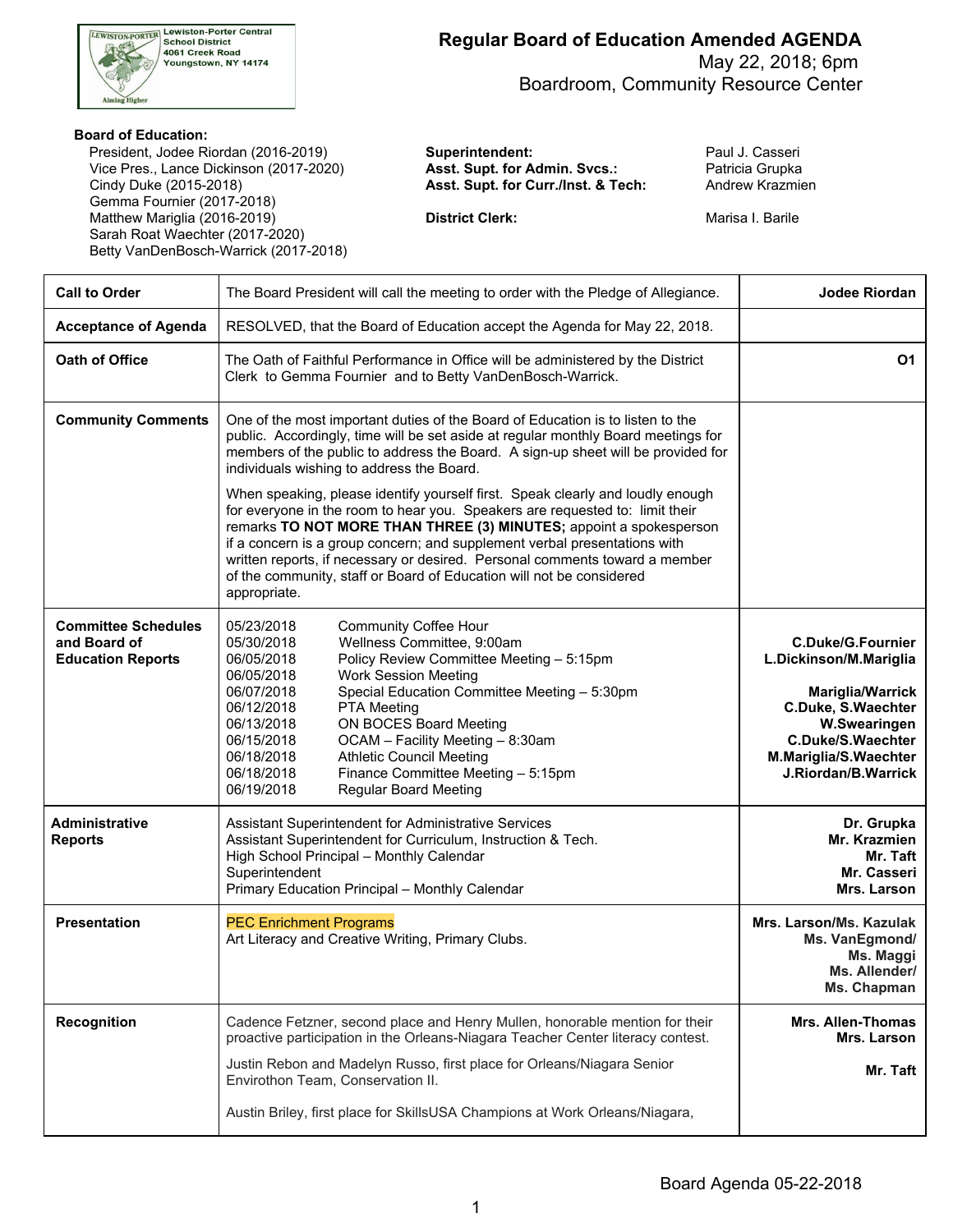Lewiston-Porter Central School District
4061 Creek Road
Youngstown, NY 14174

# Regular Board of Education Amended AGENDA

May 22, 2018; 6pm
Boardroom, Community Resource Center

**Board of Education:**

President, Jodee Riordan (2016-2019)
Vice Pres., Lance Dickinson (2017-2020)
Cindy Duke (2015-2018)
Gemma Fournier (2017-2018)
Matthew Mariglia (2016-2019)
Sarah Roat Waechter (2017-2020)
Betty VanDenBosch-Warrick (2017-2018)

**Superintendent:** Paul J. Casseri
**Asst. Supt. for Admin. Svcs.:** Patricia Grupka
**Asst. Supt. for Curr./Inst. & Tech:** Andrew Krazmien

**District Clerk:** Marisa I. Barile

| | | |
|---|---|---|
| **Call to Order** | The Board President will call the meeting to order with the Pledge of Allegiance. | **Jodee Riordan** |
| **Acceptance of Agenda** | RESOLVED, that the Board of Education accept the Agenda for May 22, 2018. | |
| **Oath of Office** | The Oath of Faithful Performance in Office will be administered by the District Clerk to Gemma Fournier and to Betty VanDenBosch-Warrick. | **O1** |
| **Community Comments** | One of the most important duties of the Board of Education is to listen to the public. Accordingly, time will be set aside at regular monthly Board meetings for members of the public to address the Board. A sign-up sheet will be provided for individuals wishing to address the Board.<br><br>When speaking, please identify yourself first. Speak clearly and loudly enough for everyone in the room to hear you. Speakers are requested to: limit their remarks **TO NOT MORE THAN THREE (3) MINUTES;** appoint a spokesperson if a concern is a group concern; and supplement verbal presentations with written reports, if necessary or desired. Personal comments toward a member of the community, staff or Board of Education will not be considered appropriate. | |
| **Committee Schedules and Board of Education Reports** | 05/23/2018 Community Coffee Hour<br>05/30/2018 Wellness Committee, 9:00am<br>06/05/2018 Policy Review Committee Meeting – 5:15pm<br>06/05/2018 Work Session Meeting<br>06/07/2018 Special Education Committee Meeting – 5:30pm<br>06/12/2018 PTA Meeting<br>06/13/2018 ON BOCES Board Meeting<br>06/15/2018 OCAM – Facility Meeting – 8:30am<br>06/18/2018 Athletic Council Meeting<br>06/18/2018 Finance Committee Meeting – 5:15pm<br>06/19/2018 Regular Board Meeting | <br>**C.Duke/G.Fournier**<br>**L.Dickinson/M.Mariglia**<br><br>**Mariglia/Warrick**<br>**C.Duke, S.Waechter**<br>**W.Swearingen**<br>**C.Duke/S.Waechter**<br>**M.Mariglia/S.Waechter**<br>**J.Riordan/B.Warrick** |
| **Administrative Reports** | Assistant Superintendent for Administrative Services<br>Assistant Superintendent for Curriculum, Instruction & Tech.<br>High School Principal – Monthly Calendar<br>Superintendent<br>Primary Education Principal – Monthly Calendar | **Dr. Grupka**<br>**Mr. Krazmien**<br>**Mr. Taft**<br>**Mr. Casseri**<br>**Mrs. Larson** |
| **Presentation** | PEC Enrichment Programs<br>Art Literacy and Creative Writing, Primary Clubs. | **Mrs. Larson/Ms. Kazulak**<br>**Ms. VanEgmond/**<br>**Ms. Maggi**<br>**Ms. Allender/**<br>**Ms. Chapman** |
| **Recognition** | Cadence Fetzner, second place and Henry Mullen, honorable mention for their proactive participation in the Orleans-Niagara Teacher Center literacy contest.<br><br>Justin Rebon and Madelyn Russo, first place for Orleans/Niagara Senior Envirothon Team, Conservation II.<br><br>Austin Briley, first place for SkillsUSA Champions at Work Orleans/Niagara, | **Mrs. Allen-Thomas**<br>**Mrs. Larson**<br><br>**Mr. Taft** |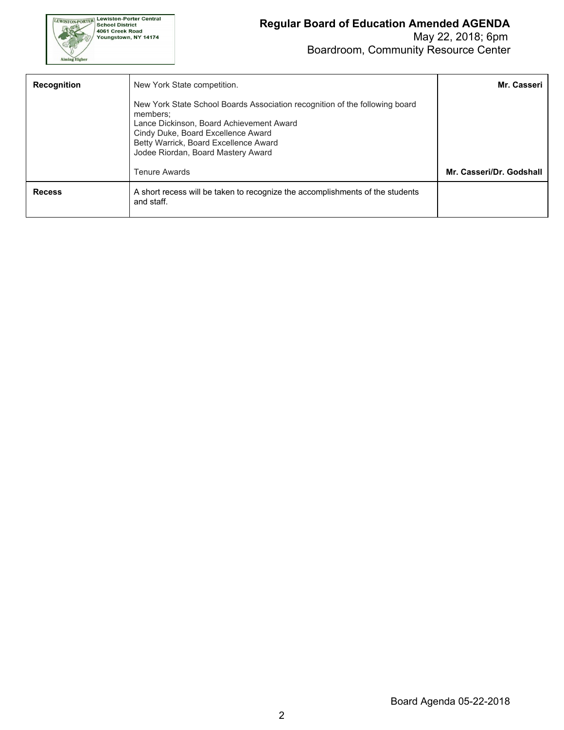| Recognition | New York State competition.<br><br>New York State School Boards Association recognition of the following board members;<br>Lance Dickinson, Board Achievement Award<br>Cindy Duke, Board Excellence Award<br>Betty Warrick, Board Excellence Award<br>Jodee Riordan, Board Mastery Award<br><br>Tenure Awards | **Mr. Casseri**<br><br><br><br><br><br><br><br>**Mr. Casseri/Dr. Godshall** |
|---|---|---|
| **Recess** | A short recess will be taken to recognize the accomplishments of the students and staff. | |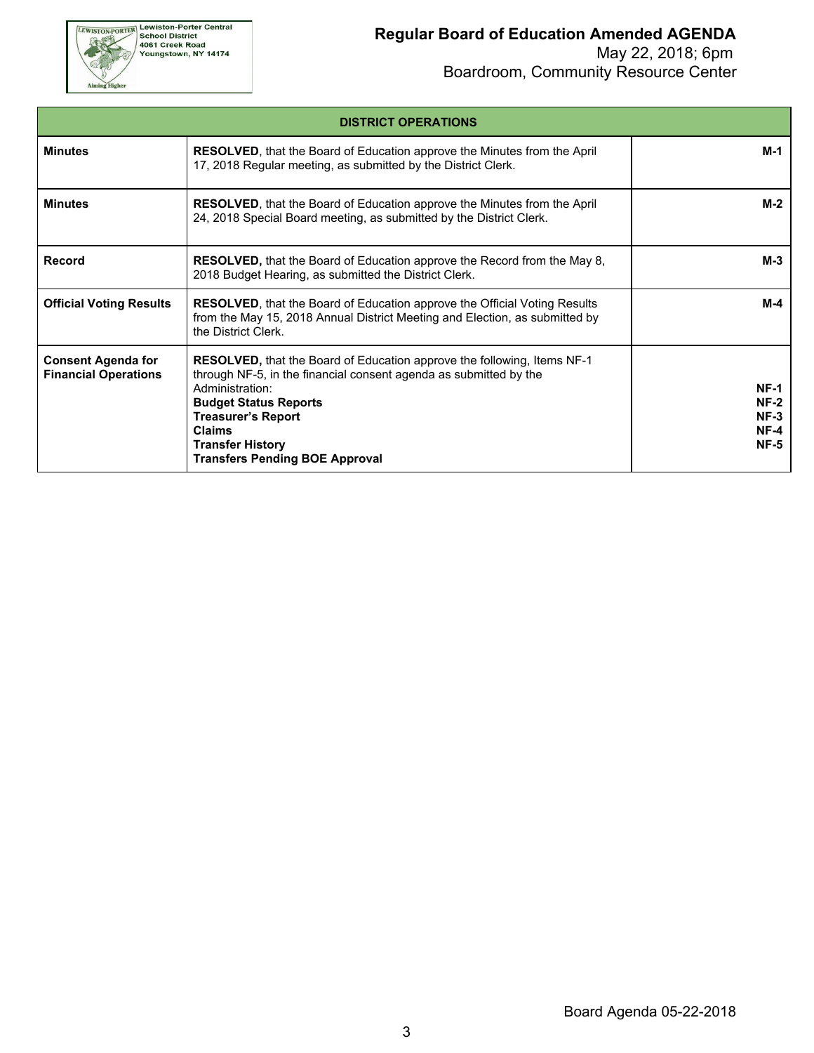# Regular Board of Education Amended AGENDA

May 22, 2018; 6pm
Boardroom, Community Resource Center

| DISTRICT OPERATIONS | | |
|---|---|---|
| **Minutes** | **RESOLVED**, that the Board of Education approve the Minutes from the April 17, 2018 Regular meeting, as submitted by the District Clerk. | **M-1** |
| **Minutes** | **RESOLVED**, that the Board of Education approve the Minutes from the April 24, 2018 Special Board meeting, as submitted by the District Clerk. | **M-2** |
| **Record** | **RESOLVED,** that the Board of Education approve the Record from the May 8, 2018 Budget Hearing, as submitted the District Clerk. | **M-3** |
| **Official Voting Results** | **RESOLVED**, that the Board of Education approve the Official Voting Results from the May 15, 2018 Annual District Meeting and Election, as submitted by the District Clerk. | **M-4** |
| **Consent Agenda for Financial Operations** | **RESOLVED,** that the Board of Education approve the following, Items NF-1 through NF-5, in the financial consent agenda as submitted by the Administration:<br>**Budget Status Reports**<br>**Treasurer's Report**<br>**Claims**<br>**Transfer History**<br>**Transfers Pending BOE Approval** | <br><br><br>**NF-1**<br>**NF-2**<br>**NF-3**<br>**NF-4**<br>**NF-5** |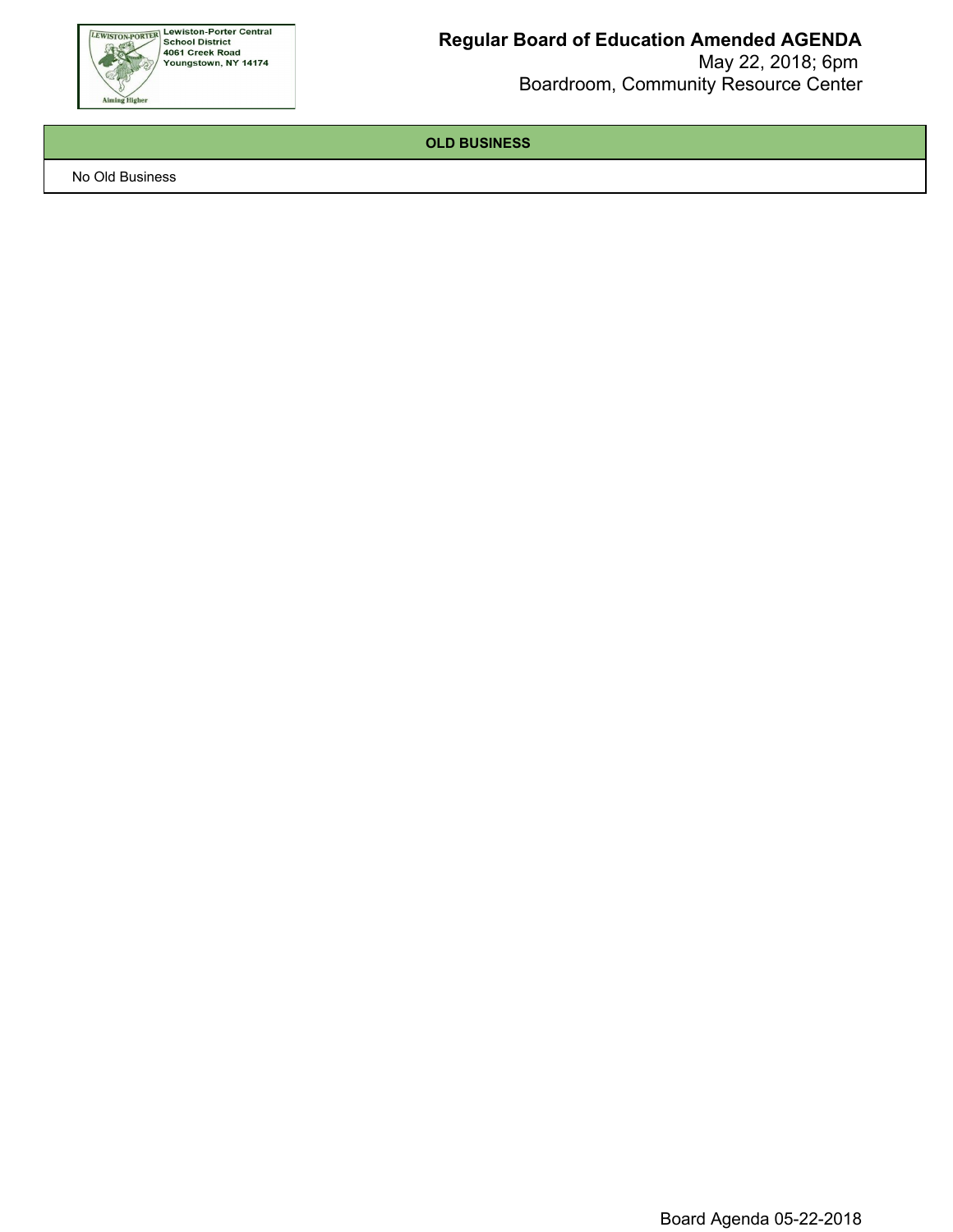## OLD BUSINESS

No Old Business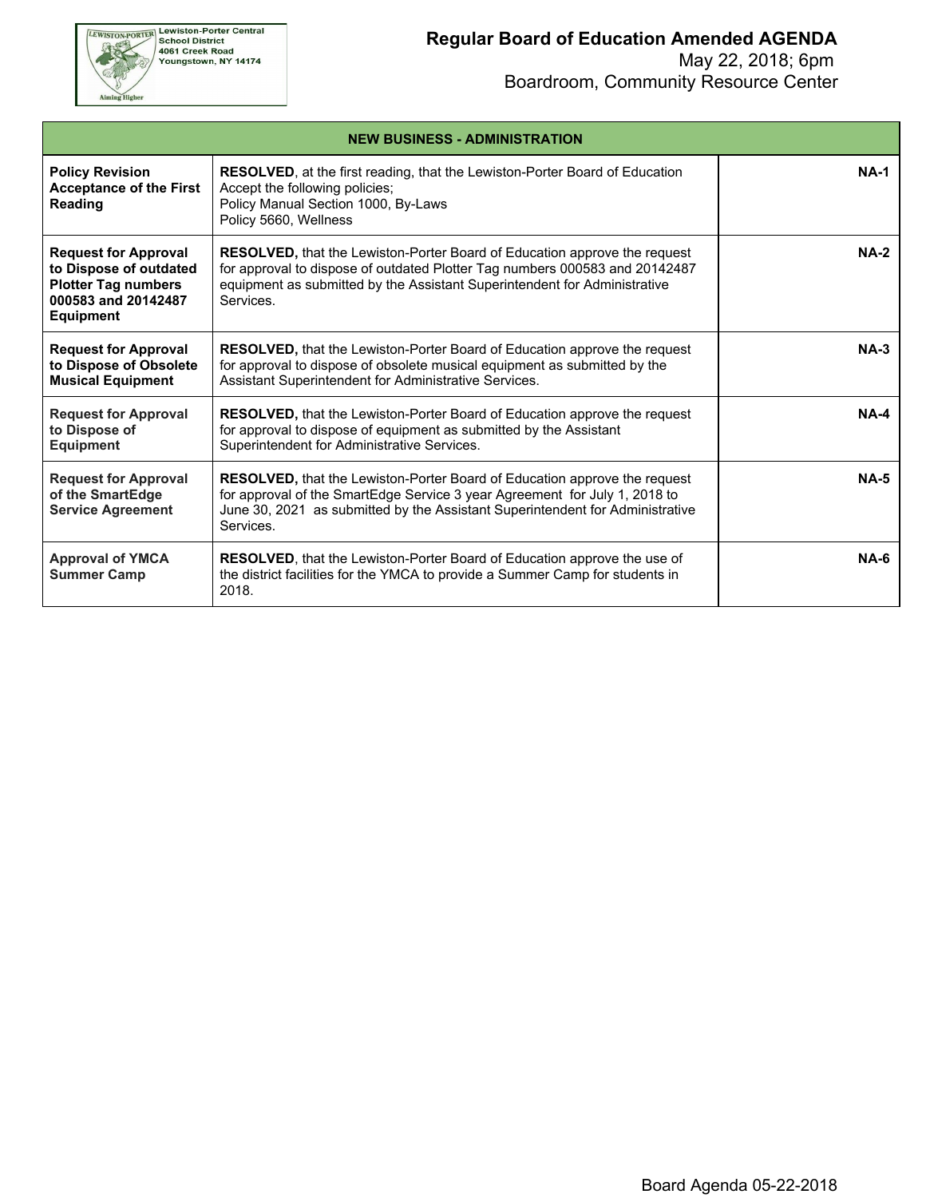Lewiston-Porter Central School District
4061 Creek Road
Youngstown, NY 14174

# Regular Board of Education Amended AGENDA

May 22, 2018; 6pm
Boardroom, Community Resource Center

| NEW BUSINESS - ADMINISTRATION | | |
|---|---|---|
| **Policy Revision Acceptance of the First Reading** | **RESOLVED**, at the first reading, that the Lewiston-Porter Board of Education Accept the following policies;<br>Policy Manual Section 1000, By-Laws<br>Policy 5660, Wellness | **NA-1** |
| **Request for Approval to Dispose of outdated Plotter Tag numbers 000583 and 20142487 Equipment** | **RESOLVED,** that the Lewiston-Porter Board of Education approve the request for approval to dispose of outdated Plotter Tag numbers 000583 and 20142487 equipment as submitted by the Assistant Superintendent for Administrative Services. | **NA-2** |
| **Request for Approval to Dispose of Obsolete Musical Equipment** | **RESOLVED,** that the Lewiston-Porter Board of Education approve the request for approval to dispose of obsolete musical equipment as submitted by the Assistant Superintendent for Administrative Services. | **NA-3** |
| **Request for Approval to Dispose of Equipment** | **RESOLVED,** that the Lewiston-Porter Board of Education approve the request for approval to dispose of equipment as submitted by the Assistant Superintendent for Administrative Services. | **NA-4** |
| **Request for Approval of the SmartEdge Service Agreement** | **RESOLVED,** that the Lewiston-Porter Board of Education approve the request for approval of the SmartEdge Service 3 year Agreement for July 1, 2018 to June 30, 2021 as submitted by the Assistant Superintendent for Administrative Services. | **NA-5** |
| **Approval of YMCA Summer Camp** | **RESOLVED**, that the Lewiston-Porter Board of Education approve the use of the district facilities for the YMCA to provide a Summer Camp for students in 2018. | **NA-6** |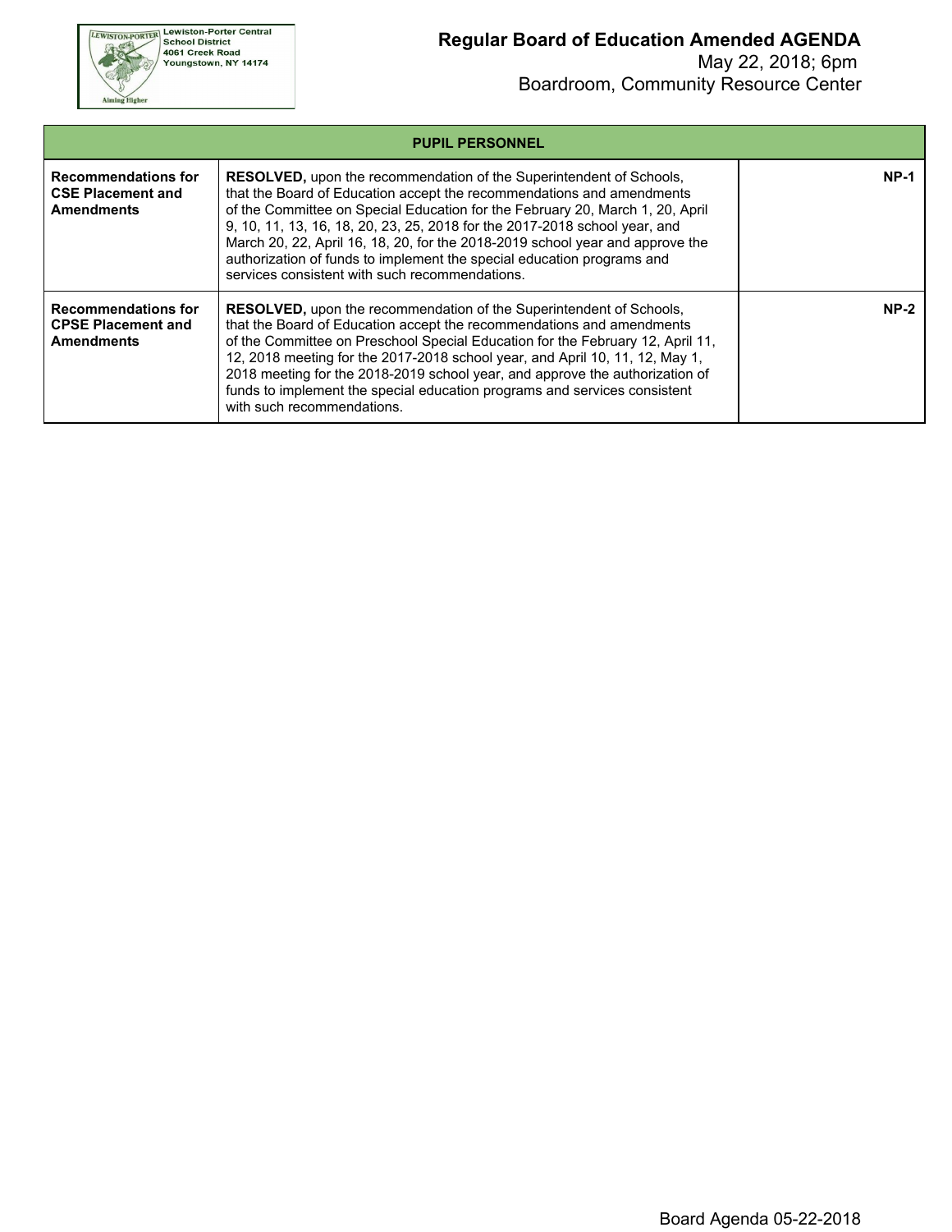**Lewiston-Porter Central School District**
**4061 Creek Road**
**Youngstown, NY 14174**

# Regular Board of Education Amended AGENDA

May 22, 2018; 6pm
Boardroom, Community Resource Center

| PUPIL PERSONNEL | | |
|---|---|---|
| **Recommendations for CSE Placement and Amendments** | **RESOLVED,** upon the recommendation of the Superintendent of Schools, that the Board of Education accept the recommendations and amendments of the Committee on Special Education for the February 20, March 1, 20, April 9, 10, 11, 13, 16, 18, 20, 23, 25, 2018 for the 2017-2018 school year, and March 20, 22, April 16, 18, 20, for the 2018-2019 school year and approve the authorization of funds to implement the special education programs and services consistent with such recommendations. | **NP-1** |
| **Recommendations for CPSE Placement and Amendments** | **RESOLVED,** upon the recommendation of the Superintendent of Schools, that the Board of Education accept the recommendations and amendments of the Committee on Preschool Special Education for the February 12, April 11, 12, 2018 meeting for the 2017-2018 school year, and April 10, 11, 12, May 1, 2018 meeting for the 2018-2019 school year, and approve the authorization of funds to implement the special education programs and services consistent with such recommendations. | **NP-2** |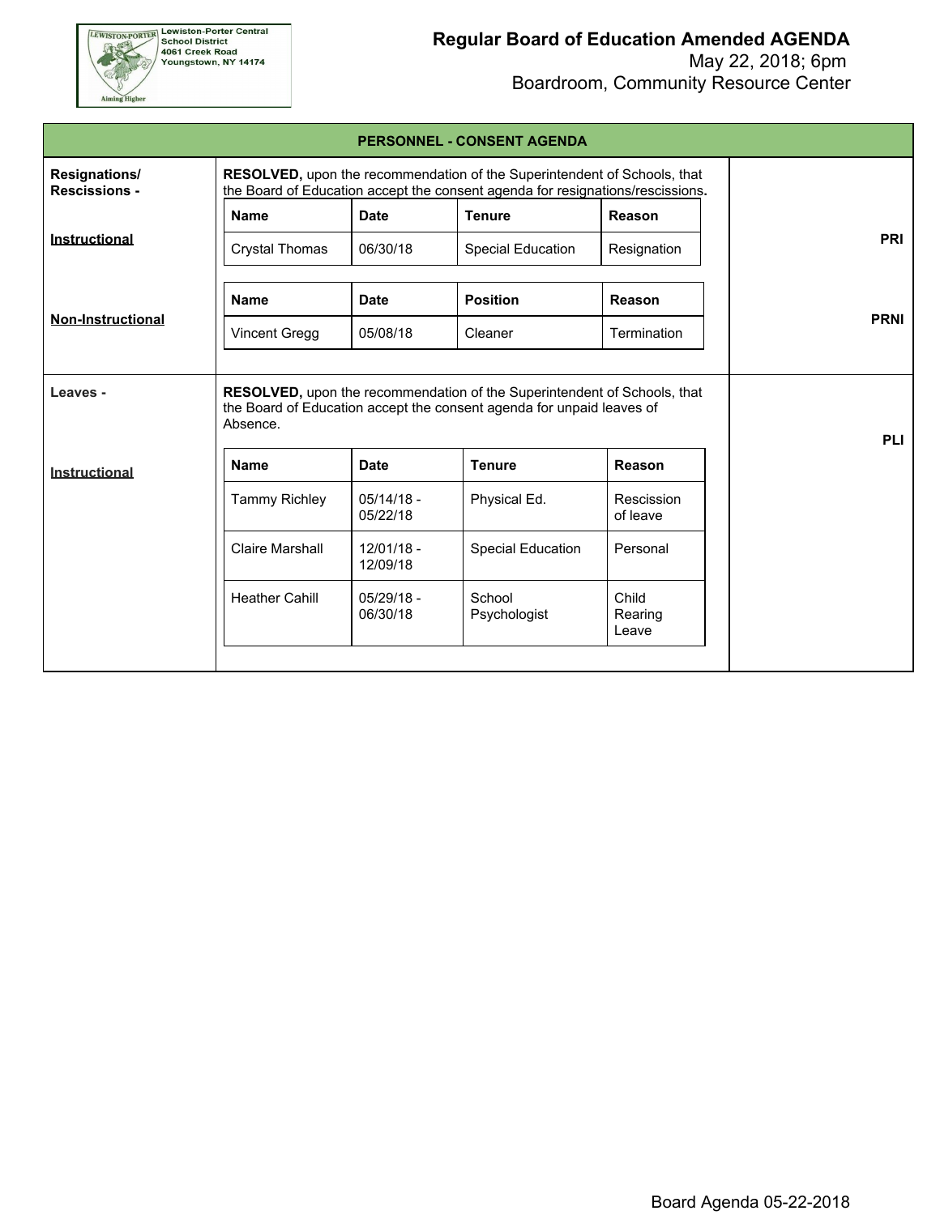# Regular Board of Education Amended AGENDA

May 22, 2018; 6pm
Boardroom, Community Resource Center

## PERSONNEL - CONSENT AGENDA

### Resignations/ Rescissions -

**RESOLVED,** upon the recommendation of the Superintendent of Schools, that the Board of Education accept the consent agenda for resignations/rescissions.

**Instructional** — PRI

| Name | Date | Tenure | Reason |
|---|---|---|---|
| Crystal Thomas | 06/30/18 | Special Education | Resignation |

**Non-Instructional** — PRNI

| Name | Date | Position | Reason |
|---|---|---|---|
| Vincent Gregg | 05/08/18 | Cleaner | Termination |

### Leaves -

**RESOLVED,** upon the recommendation of the Superintendent of Schools, that the Board of Education accept the consent agenda for unpaid leaves of Absence.

**Instructional** — PLI

| Name | Date | Tenure | Reason |
|---|---|---|---|
| Tammy Richley | 05/14/18 - 05/22/18 | Physical Ed. | Rescission of leave |
| Claire Marshall | 12/01/18 - 12/09/18 | Special Education | Personal |
| Heather Cahill | 05/29/18 - 06/30/18 | School Psychologist | Child Rearing Leave |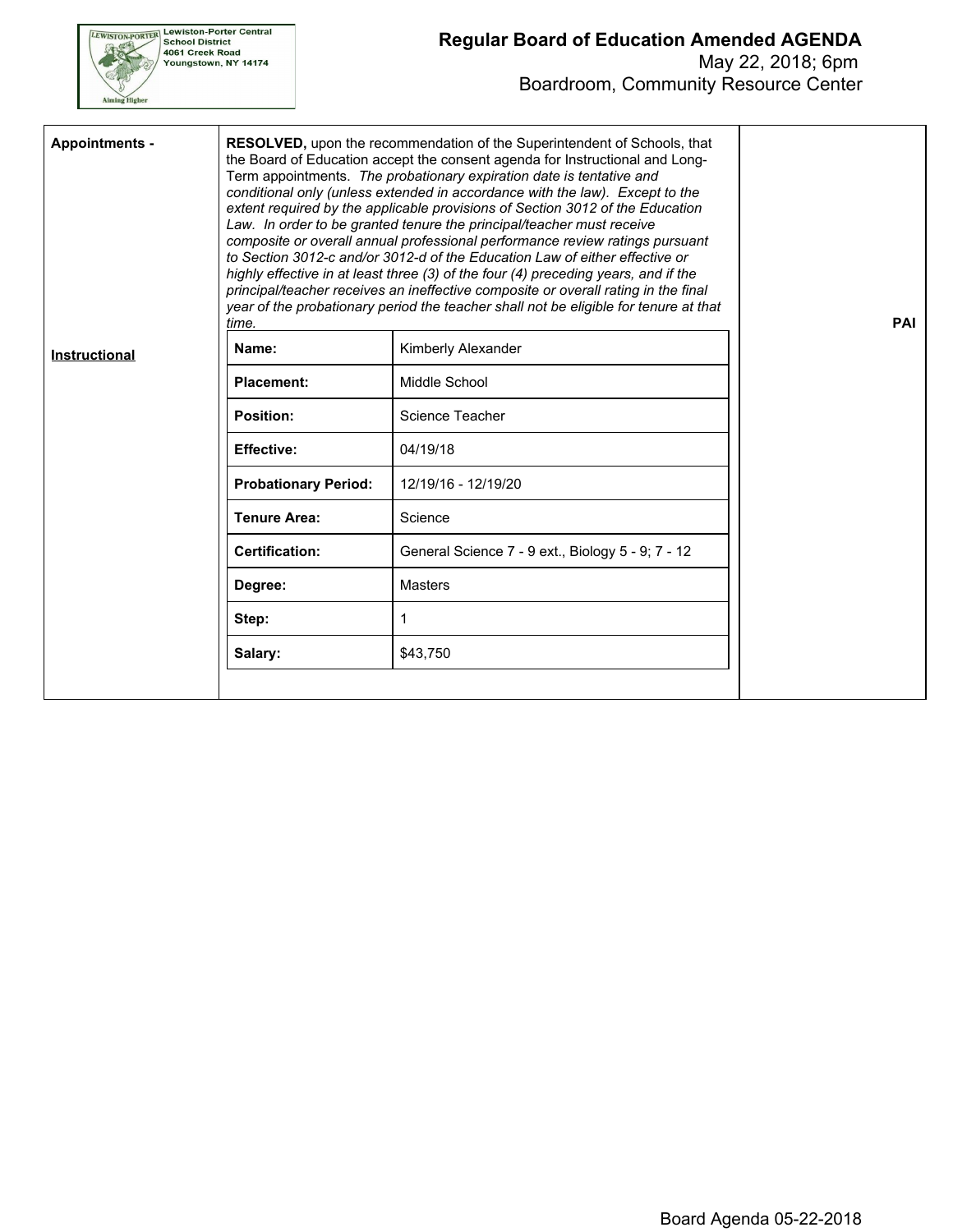# Regular Board of Education Amended AGENDA

May 22, 2018; 6pm
Boardroom, Community Resource Center

**Appointments -**

**RESOLVED,** upon the recommendation of the Superintendent of Schools, that the Board of Education accept the consent agenda for Instructional and Long-Term appointments. *The probationary expiration date is tentative and conditional only (unless extended in accordance with the law). Except to the extent required by the applicable provisions of Section 3012 of the Education Law. In order to be granted tenure the principal/teacher must receive composite or overall annual professional performance review ratings pursuant to Section 3012-c and/or 3012-d of the Education Law of either effective or highly effective in at least three (3) of the four (4) preceding years, and if the principal/teacher receives an ineffective composite or overall rating in the final year of the probationary period the teacher shall not be eligible for tenure at that time.*

**PAI**

**Instructional**

| **Name:** | Kimberly Alexander |
|---|---|
| **Placement:** | Middle School |
| **Position:** | Science Teacher |
| **Effective:** | 04/19/18 |
| **Probationary Period:** | 12/19/16 - 12/19/20 |
| **Tenure Area:** | Science |
| **Certification:** | General Science 7 - 9 ext., Biology 5 - 9; 7 - 12 |
| **Degree:** | Masters |
| **Step:** | 1 |
| **Salary:** | $43,750 |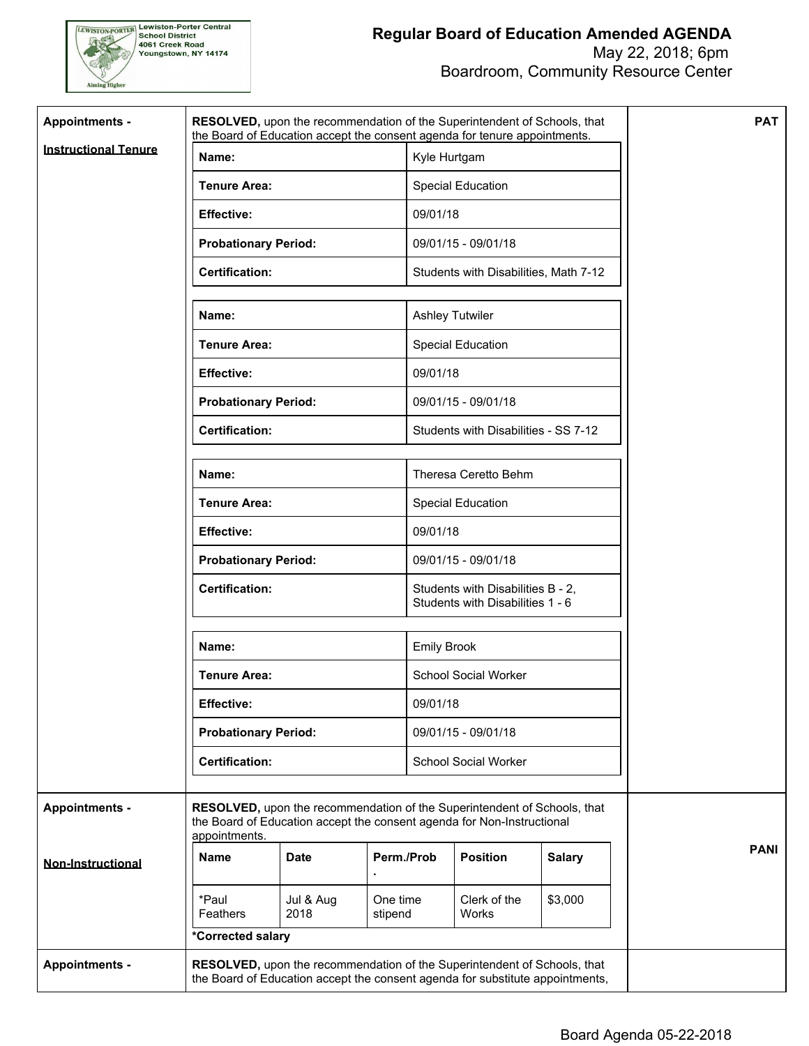Lewiston-Porter Central School District
4061 Creek Road
Youngstown, NY 14174

# Regular Board of Education Amended AGENDA

May 22, 2018; 6pm
Boardroom, Community Resource Center

**Appointments -**

**Instructional Tenure**

**RESOLVED,** upon the recommendation of the Superintendent of Schools, that the Board of Education accept the consent agenda for tenure appointments.

| | |
|---|---|
| **Name:** | Kyle Hurtgam |
| **Tenure Area:** | Special Education |
| **Effective:** | 09/01/18 |
| **Probationary Period:** | 09/01/15 - 09/01/18 |
| **Certification:** | Students with Disabilities, Math 7-12 |

| | |
|---|---|
| **Name:** | Ashley Tutwiler |
| **Tenure Area:** | Special Education |
| **Effective:** | 09/01/18 |
| **Probationary Period:** | 09/01/15 - 09/01/18 |
| **Certification:** | Students with Disabilities - SS 7-12 |

| | |
|---|---|
| **Name:** | Theresa Ceretto Behm |
| **Tenure Area:** | Special Education |
| **Effective:** | 09/01/18 |
| **Probationary Period:** | 09/01/15 - 09/01/18 |
| **Certification:** | Students with Disabilities B - 2, Students with Disabilities 1 - 6 |

| | |
|---|---|
| **Name:** | Emily Brook |
| **Tenure Area:** | School Social Worker |
| **Effective:** | 09/01/18 |
| **Probationary Period:** | 09/01/15 - 09/01/18 |
| **Certification:** | School Social Worker |

**PAT**

**Appointments -**

**Non-Instructional**

**RESOLVED,** upon the recommendation of the Superintendent of Schools, that the Board of Education accept the consent agenda for Non-Instructional appointments.

| Name | Date | Perm./Prob. | Position | Salary |
|---|---|---|---|---|
| *Paul Feathers | Jul & Aug 2018 | One time stipend | Clerk of the Works | $3,000 |

**\*Corrected salary**

**PANI**

**Appointments -**

**RESOLVED,** upon the recommendation of the Superintendent of Schools, that the Board of Education accept the consent agenda for substitute appointments,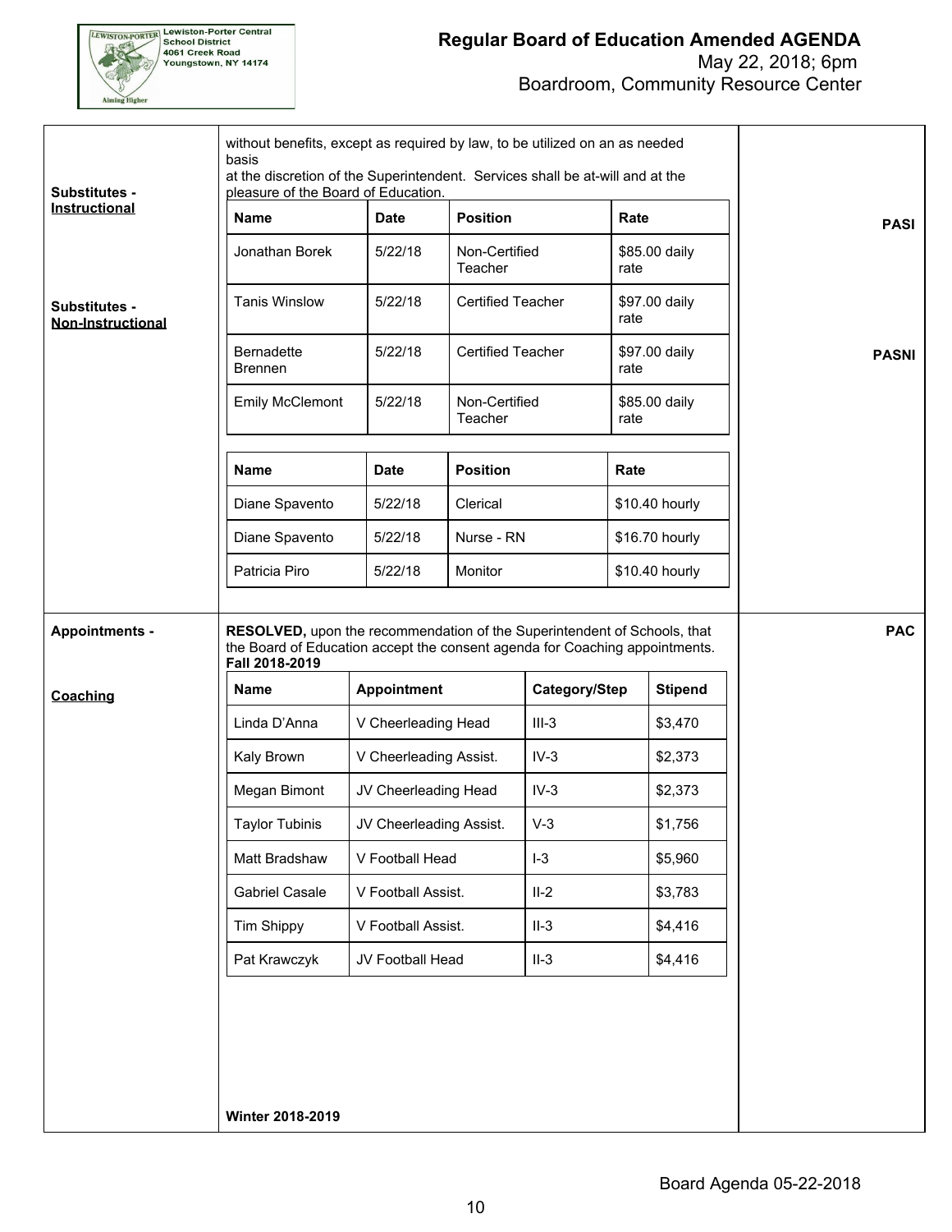**Substitutes - Instructional**

without benefits, except as required by law, to be utilized on an as needed basis at the discretion of the Superintendent. Services shall be at-will and at the pleasure of the Board of Education.

**PASI**

| Name | Date | Position | Rate |
|---|---|---|---|
| Jonathan Borek | 5/22/18 | Non-Certified Teacher | $85.00 daily rate |
| Tanis Winslow | 5/22/18 | Certified Teacher | $97.00 daily rate |
| Bernadette Brennen | 5/22/18 | Certified Teacher | $97.00 daily rate |
| Emily McClemont | 5/22/18 | Non-Certified Teacher | $85.00 daily rate |

**Substitutes - Non-Instructional**

**PASNI**

| Name | Date | Position | Rate |
|---|---|---|---|
| Diane Spavento | 5/22/18 | Clerical | $10.40 hourly |
| Diane Spavento | 5/22/18 | Nurse - RN | $16.70 hourly |
| Patricia Piro | 5/22/18 | Monitor | $10.40 hourly |

**Appointments - Coaching**

**PAC**

**RESOLVED,** upon the recommendation of the Superintendent of Schools, that the Board of Education accept the consent agenda for Coaching appointments.

**Fall 2018-2019**

| Name | Appointment | Category/Step | Stipend |
|---|---|---|---|
| Linda D'Anna | V Cheerleading Head | III-3 | $3,470 |
| Kaly Brown | V Cheerleading Assist. | IV-3 | $2,373 |
| Megan Bimont | JV Cheerleading Head | IV-3 | $2,373 |
| Taylor Tubinis | JV Cheerleading Assist. | V-3 | $1,756 |
| Matt Bradshaw | V Football Head | I-3 | $5,960 |
| Gabriel Casale | V Football Assist. | II-2 | $3,783 |
| Tim Shippy | V Football Assist. | II-3 | $4,416 |
| Pat Krawczyk | JV Football Head | II-3 | $4,416 |

**Winter 2018-2019**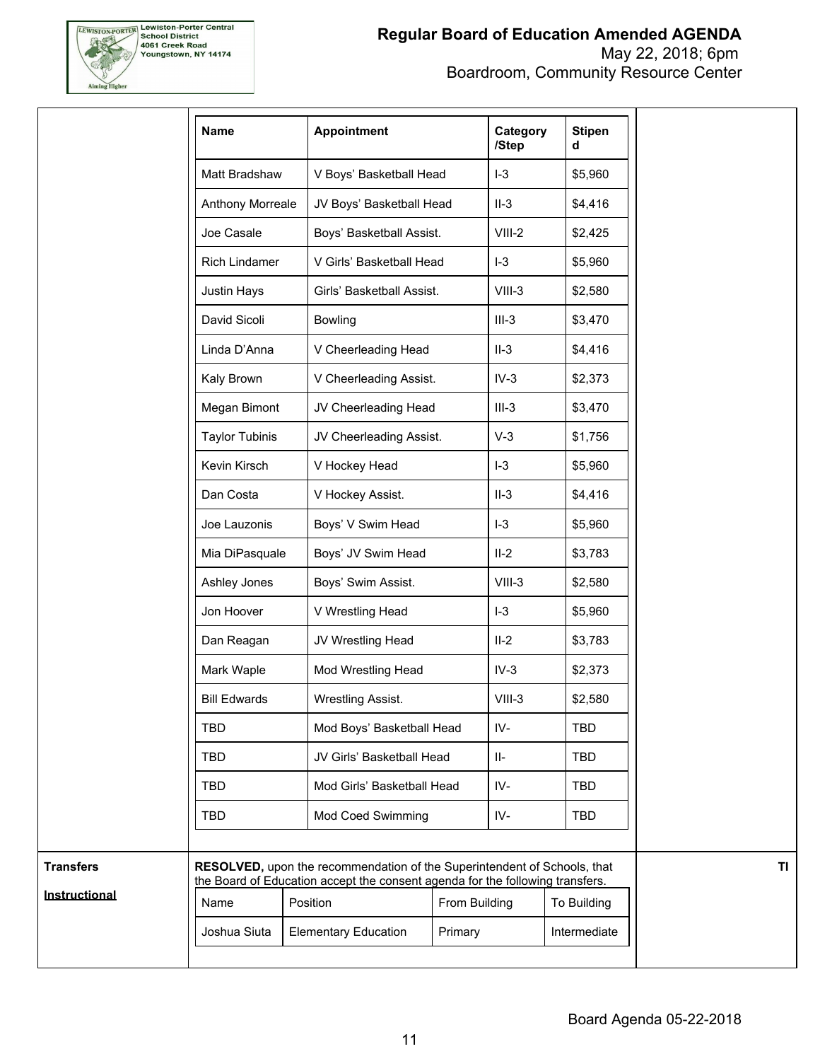| Name | Appointment | Category /Step | Stipend |
|---|---|---|---|
| Matt Bradshaw | V Boys' Basketball Head | I-3 | $5,960 |
| Anthony Morreale | JV Boys' Basketball Head | II-3 | $4,416 |
| Joe Casale | Boys' Basketball Assist. | VIII-2 | $2,425 |
| Rich Lindamer | V Girls' Basketball Head | I-3 | $5,960 |
| Justin Hays | Girls' Basketball Assist. | VIII-3 | $2,580 |
| David Sicoli | Bowling | III-3 | $3,470 |
| Linda D'Anna | V Cheerleading Head | II-3 | $4,416 |
| Kaly Brown | V Cheerleading Assist. | IV-3 | $2,373 |
| Megan Bimont | JV Cheerleading Head | III-3 | $3,470 |
| Taylor Tubinis | JV Cheerleading Assist. | V-3 | $1,756 |
| Kevin Kirsch | V Hockey Head | I-3 | $5,960 |
| Dan Costa | V Hockey Assist. | II-3 | $4,416 |
| Joe Lauzonis | Boys' V Swim Head | I-3 | $5,960 |
| Mia DiPasquale | Boys' JV Swim Head | II-2 | $3,783 |
| Ashley Jones | Boys' Swim Assist. | VIII-3 | $2,580 |
| Jon Hoover | V Wrestling Head | I-3 | $5,960 |
| Dan Reagan | JV Wrestling Head | II-2 | $3,783 |
| Mark Waple | Mod Wrestling Head | IV-3 | $2,373 |
| Bill Edwards | Wrestling Assist. | VIII-3 | $2,580 |
| TBD | Mod Boys' Basketball Head | IV- | TBD |
| TBD | JV Girls' Basketball Head | II- | TBD |
| TBD | Mod Girls' Basketball Head | IV- | TBD |
| TBD | Mod Coed Swimming | IV- | TBD |

**Transfers**

**Instructional**

**RESOLVED,** upon the recommendation of the Superintendent of Schools, that the Board of Education accept the consent agenda for the following transfers.

TI

| Name | Position | From Building | To Building |
|---|---|---|---|
| Joshua Siuta | Elementary Education | Primary | Intermediate |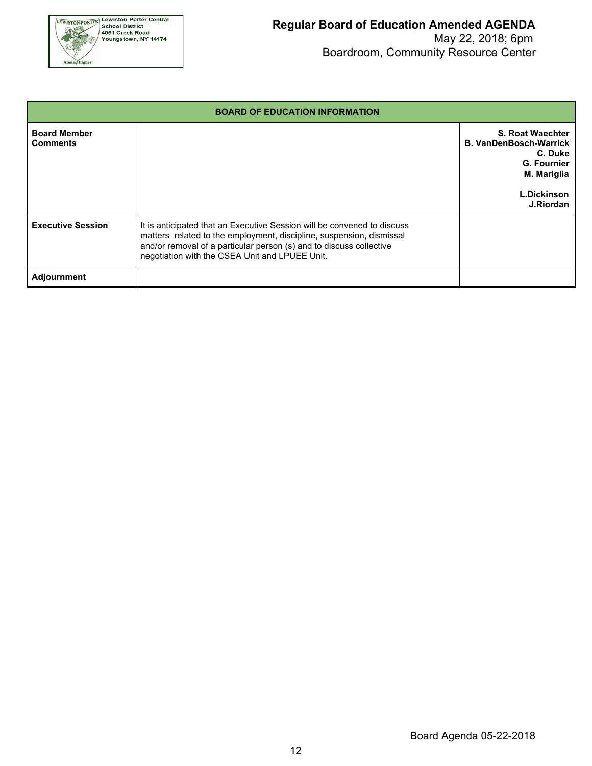| BOARD OF EDUCATION INFORMATION | | |
|---|---|---|
| **Board Member Comments** | | **S. Roat Waechter**<br>**B. VanDenBosch-Warrick**<br>**C. Duke**<br>**G. Fournier**<br>**M. Mariglia**<br><br>**L.Dickinson**<br>**J.Riordan** |
| **Executive Session** | It is anticipated that an Executive Session will be convened to discuss matters related to the employment, discipline, suspension, dismissal and/or removal of a particular person (s) and to discuss collective negotiation with the CSEA Unit and LPUEE Unit. | |
| **Adjournment** | | |